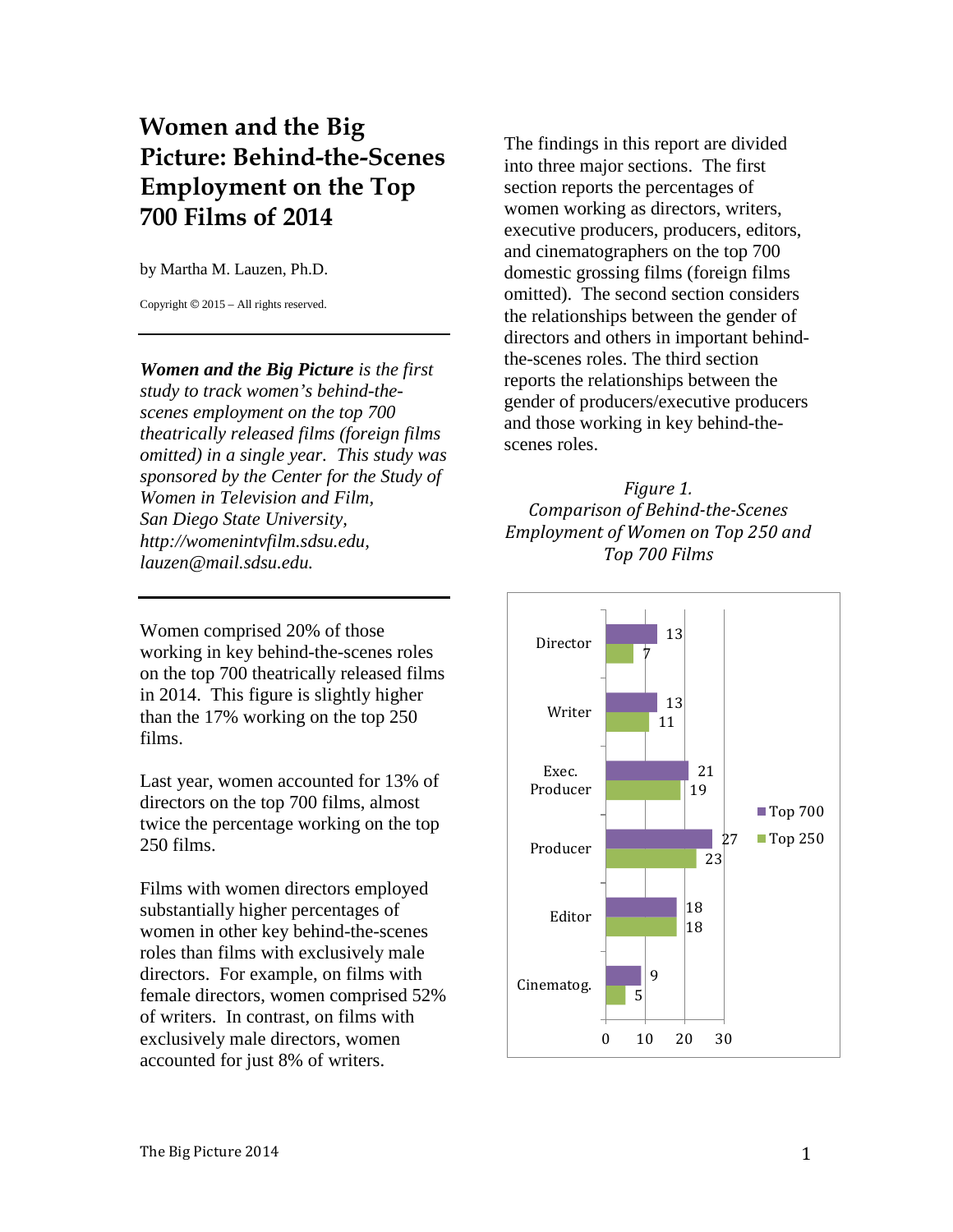# Women and the Big Picture: Behind-the-Scenes Employment on the Top 700 Films of 2014

by Martha M. Lauzen, Ph.D.

Copyright © 2015 – All rights reserved.

---

***Women and the Big Picture*** *is the first study to track women's behind-the-scenes employment on the top 700 theatrically released films (foreign films omitted) in a single year. This study was sponsored by the Center for the Study of Women in Television and Film, San Diego State University, http://womenintvfilm.sdsu.edu, lauzen@mail.sdsu.edu.*

---

Women comprised 20% of those working in key behind-the-scenes roles on the top 700 theatrically released films in 2014. This figure is slightly higher than the 17% working on the top 250 films.

Last year, women accounted for 13% of directors on the top 700 films, almost twice the percentage working on the top 250 films.

Films with women directors employed substantially higher percentages of women in other key behind-the-scenes roles than films with exclusively male directors. For example, on films with female directors, women comprised 52% of writers. In contrast, on films with exclusively male directors, women accounted for just 8% of writers.

The findings in this report are divided into three major sections. The first section reports the percentages of women working as directors, writers, executive producers, producers, editors, and cinematographers on the top 700 domestic grossing films (foreign films omitted). The second section considers the relationships between the gender of directors and others in important behind-the-scenes roles. The third section reports the relationships between the gender of producers/executive producers and those working in key behind-the-scenes roles.

*Figure 1.*
*Comparison of Behind-the-Scenes Employment of Women on Top 250 and Top 700 Films*

| Role | Top 700 | Top 250 |
|---|---|---|
| Director | 13 | 7 |
| Writer | 13 | 11 |
| Exec. Producer | 21 | 19 |
| Producer | 27 | 23 |
| Editor | 18 | 18 |
| Cinematog. | 9 | 5 |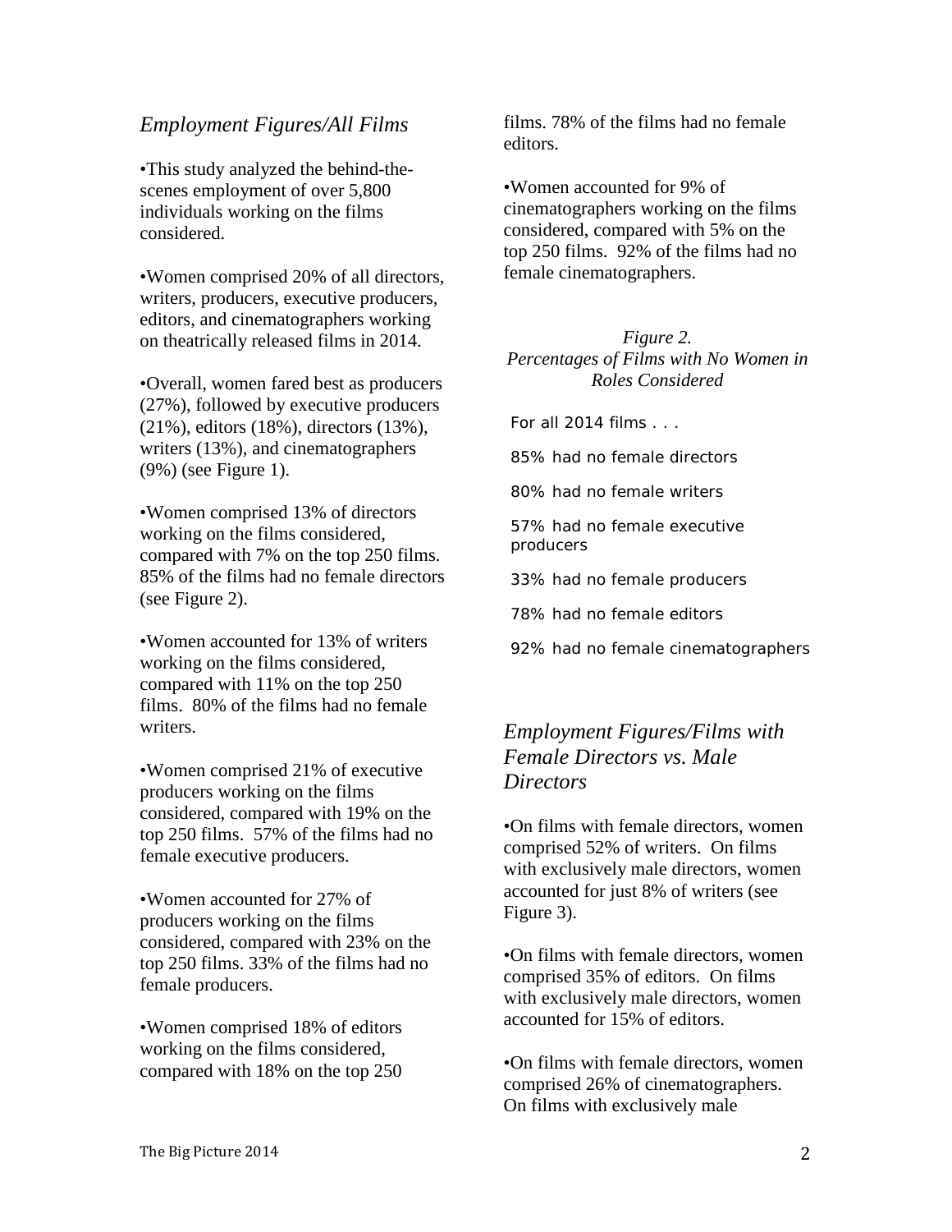## *Employment Figures/All Films*

•This study analyzed the behind-the-scenes employment of over 5,800 individuals working on the films considered.

•Women comprised 20% of all directors, writers, producers, executive producers, editors, and cinematographers working on theatrically released films in 2014.

•Overall, women fared best as producers (27%), followed by executive producers (21%), editors (18%), directors (13%), writers (13%), and cinematographers (9%) (see Figure 1).

•Women comprised 13% of directors working on the films considered, compared with 7% on the top 250 films. 85% of the films had no female directors (see Figure 2).

•Women accounted for 13% of writers working on the films considered, compared with 11% on the top 250 films. 80% of the films had no female writers.

•Women comprised 21% of executive producers working on the films considered, compared with 19% on the top 250 films. 57% of the films had no female executive producers.

•Women accounted for 27% of producers working on the films considered, compared with 23% on the top 250 films. 33% of the films had no female producers.

•Women comprised 18% of editors working on the films considered, compared with 18% on the top 250 films. 78% of the films had no female editors.

•Women accounted for 9% of cinematographers working on the films considered, compared with 5% on the top 250 films. 92% of the films had no female cinematographers.

*Figure 2.*
*Percentages of Films with No Women in Roles Considered*

For all 2014 films . . .

85% had no female directors

80% had no female writers

57% had no female executive producers

33% had no female producers

78% had no female editors

92% had no female cinematographers

## *Employment Figures/Films with Female Directors vs. Male Directors*

•On films with female directors, women comprised 52% of writers. On films with exclusively male directors, women accounted for just 8% of writers (see Figure 3).

•On films with female directors, women comprised 35% of editors. On films with exclusively male directors, women accounted for 15% of editors.

•On films with female directors, women comprised 26% of cinematographers. On films with exclusively male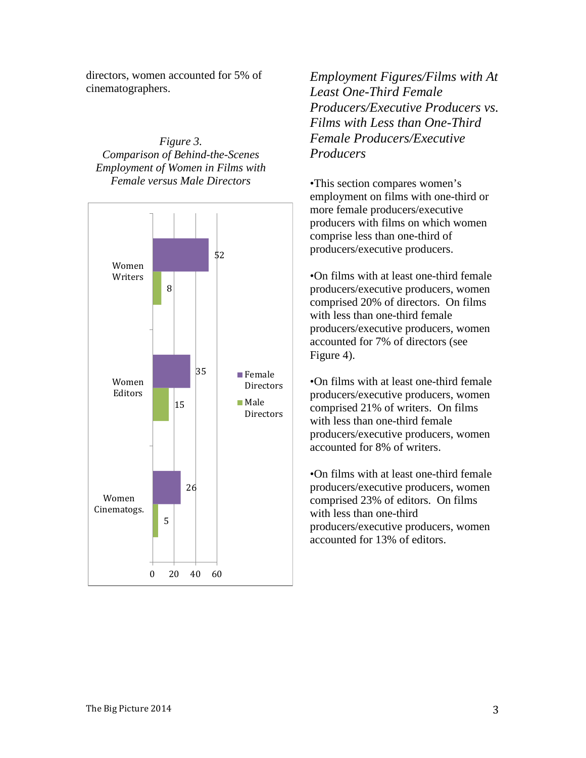directors, women accounted for 5% of cinematographers.

*Figure 3.*
*Comparison of Behind-the-Scenes Employment of Women in Films with Female versus Male Directors*

| | Female Directors | Male Directors |
|---|---|---|
| Women Writers | 52 | 8 |
| Women Editors | 35 | 15 |
| Women Cinematogs. | 26 | 5 |

## *Employment Figures/Films with At Least One-Third Female Producers/Executive Producers vs. Films with Less than One-Third Female Producers/Executive Producers*

•This section compares women's employment on films with one-third or more female producers/executive producers with films on which women comprise less than one-third of producers/executive producers.

•On films with at least one-third female producers/executive producers, women comprised 20% of directors. On films with less than one-third female producers/executive producers, women accounted for 7% of directors (see Figure 4).

•On films with at least one-third female producers/executive producers, women comprised 21% of writers. On films with less than one-third female producers/executive producers, women accounted for 8% of writers.

•On films with at least one-third female producers/executive producers, women comprised 23% of editors. On films with less than one-third producers/executive producers, women accounted for 13% of editors.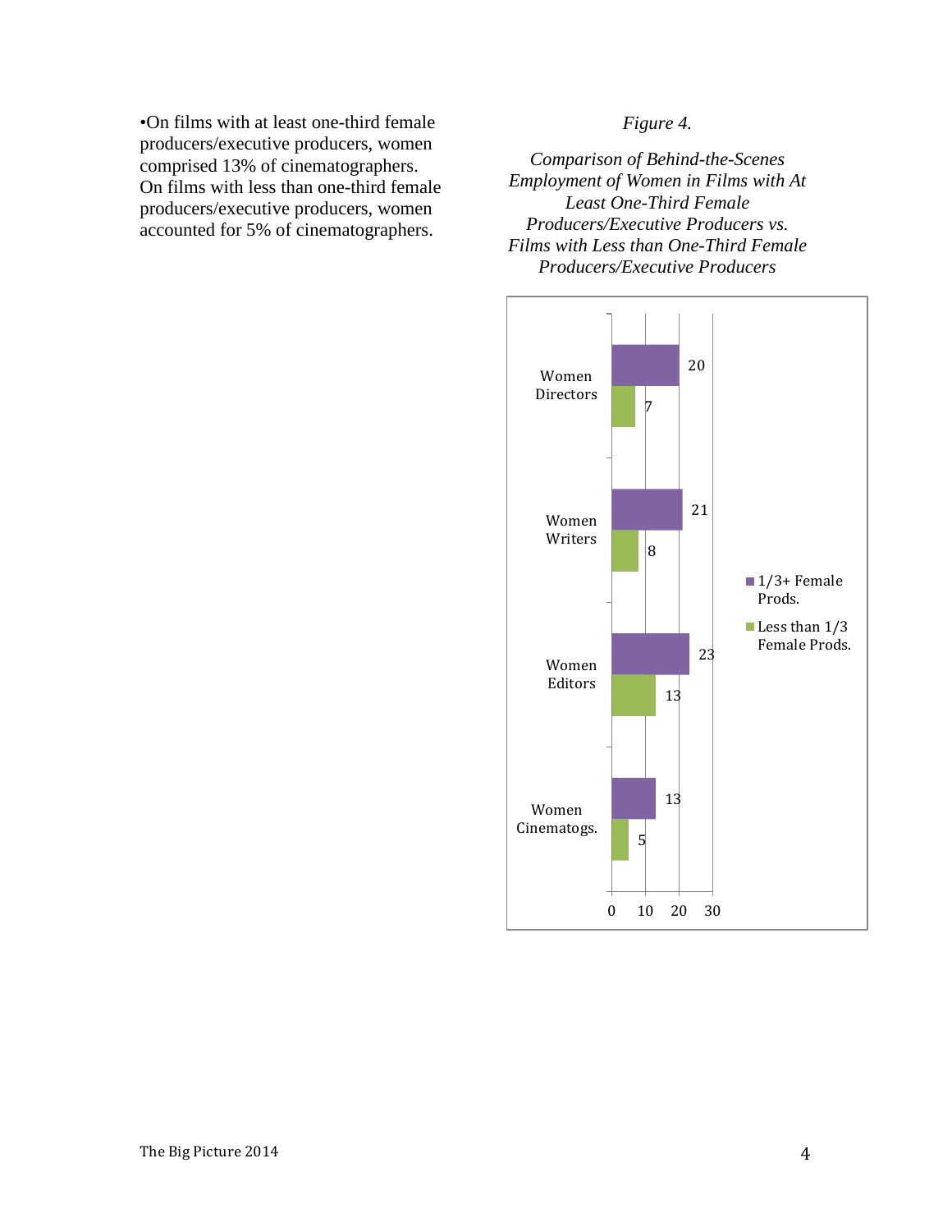•On films with at least one-third female producers/executive producers, women comprised 13% of cinematographers. On films with less than one-third female producers/executive producers, women accounted for 5% of cinematographers.

*Figure 4.*

*Comparison of Behind-the-Scenes Employment of Women in Films with At Least One-Third Female Producers/Executive Producers vs. Films with Less than One-Third Female Producers/Executive Producers*

Women Directors
20
7

Women Writers
21
8

Women Editors
23
13

Women Cinematogs.
13
5

0 10 20 30

1/3+ Female Prods.
Less than 1/3 Female Prods.